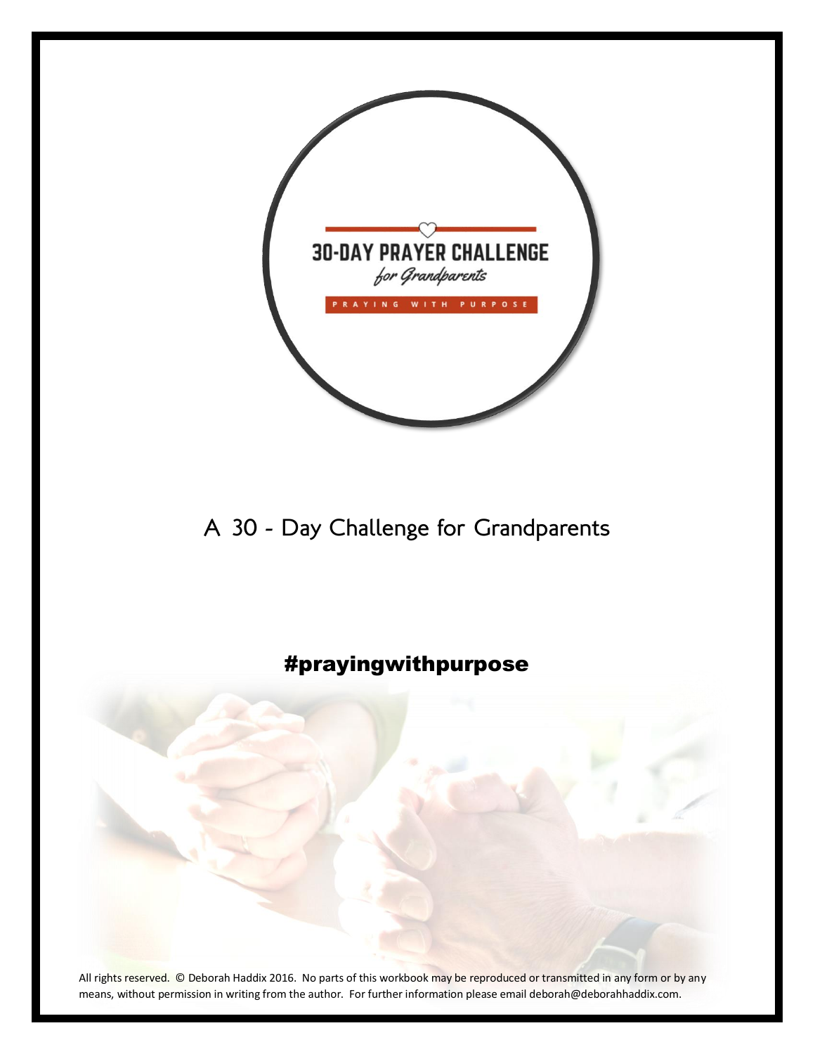# 30-DAY PRAYER CHALLENGE

*for Grandparents*

PRAYING WITH PURPOSE

## A 30 - Day Challenge for Grandparents

**#prayingwithpurpose**

All rights reserved. © Deborah Haddix 2016. No parts of this workbook may be reproduced or transmitted in any form or by any means, without permission in writing from the author. For further information please email deborah@deborahhaddix.com.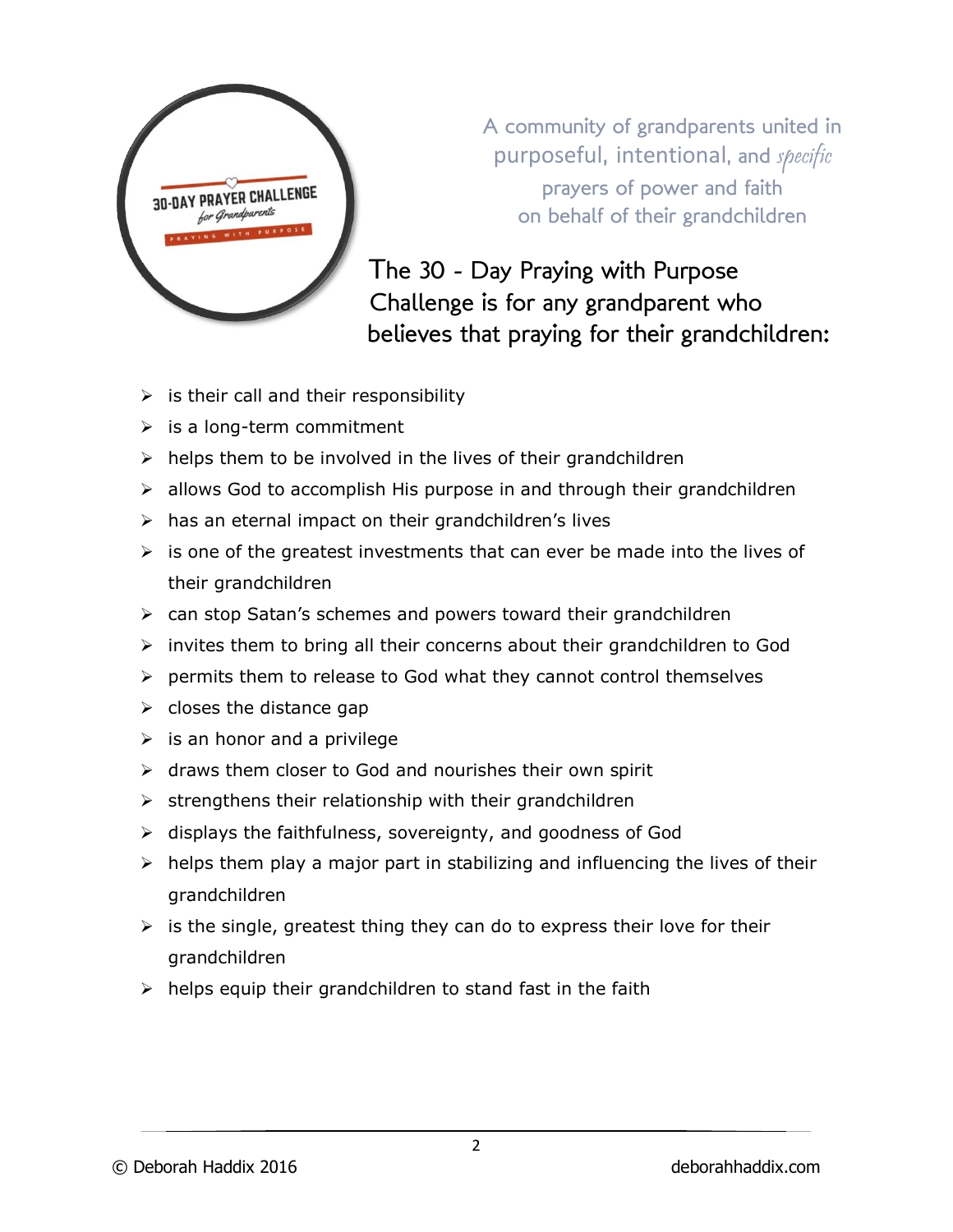30-DAY PRAYER CHALLENGE
*for Grandparents*
PRAYING WITH PURPOSE

A community of grandparents united in purposeful, intentional, and *specific* prayers of power and faith on behalf of their grandchildren

## The 30 - Day Praying with Purpose Challenge is for any grandparent who believes that praying for their grandchildren:

- is their call and their responsibility
- is a long-term commitment
- helps them to be involved in the lives of their grandchildren
- allows God to accomplish His purpose in and through their grandchildren
- has an eternal impact on their grandchildren's lives
- is one of the greatest investments that can ever be made into the lives of their grandchildren
- can stop Satan's schemes and powers toward their grandchildren
- invites them to bring all their concerns about their grandchildren to God
- permits them to release to God what they cannot control themselves
- closes the distance gap
- is an honor and a privilege
- draws them closer to God and nourishes their own spirit
- strengthens their relationship with their grandchildren
- displays the faithfulness, sovereignty, and goodness of God
- helps them play a major part in stabilizing and influencing the lives of their grandchildren
- is the single, greatest thing they can do to express their love for their grandchildren
- helps equip their grandchildren to stand fast in the faith

© Deborah Haddix 2016 deborahhaddix.com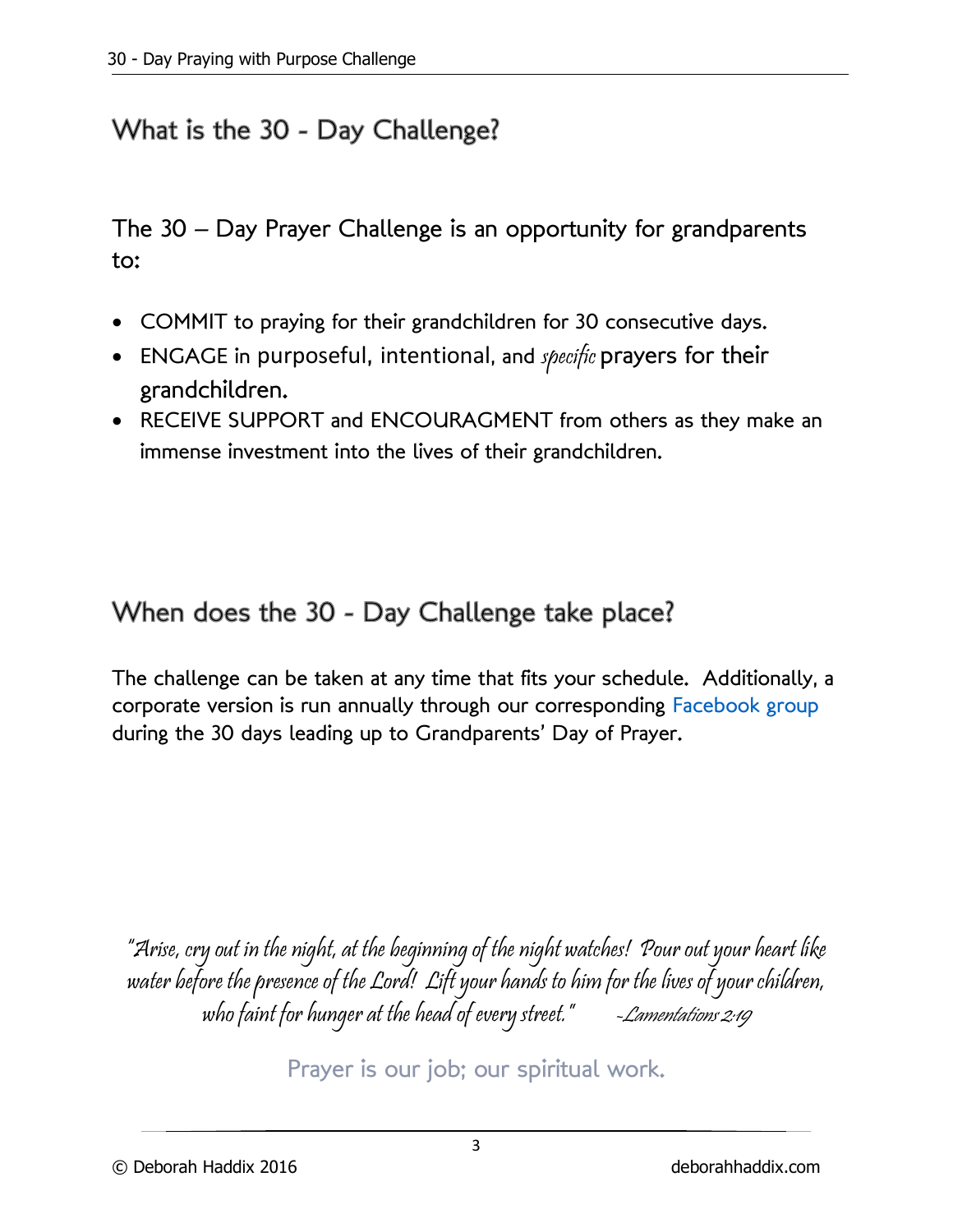## What is the 30 - Day Challenge?

The 30 – Day Prayer Challenge is an opportunity for grandparents to:

- COMMIT to praying for their grandchildren for 30 consecutive days.
- ENGAGE in purposeful, intentional, and *specific* prayers for their grandchildren.
- RECEIVE SUPPORT and ENCOURAGMENT from others as they make an immense investment into the lives of their grandchildren.

## When does the 30 - Day Challenge take place?

The challenge can be taken at any time that fits your schedule. Additionally, a corporate version is run annually through our corresponding Facebook group during the 30 days leading up to Grandparents' Day of Prayer.

*"Arise, cry out in the night, at the beginning of the night watches! Pour out your heart like water before the presence of the Lord! Lift your hands to him for the lives of your children, who faint for hunger at the head of every street." -Lamentations 2:19*

Prayer is our job; our spiritual work.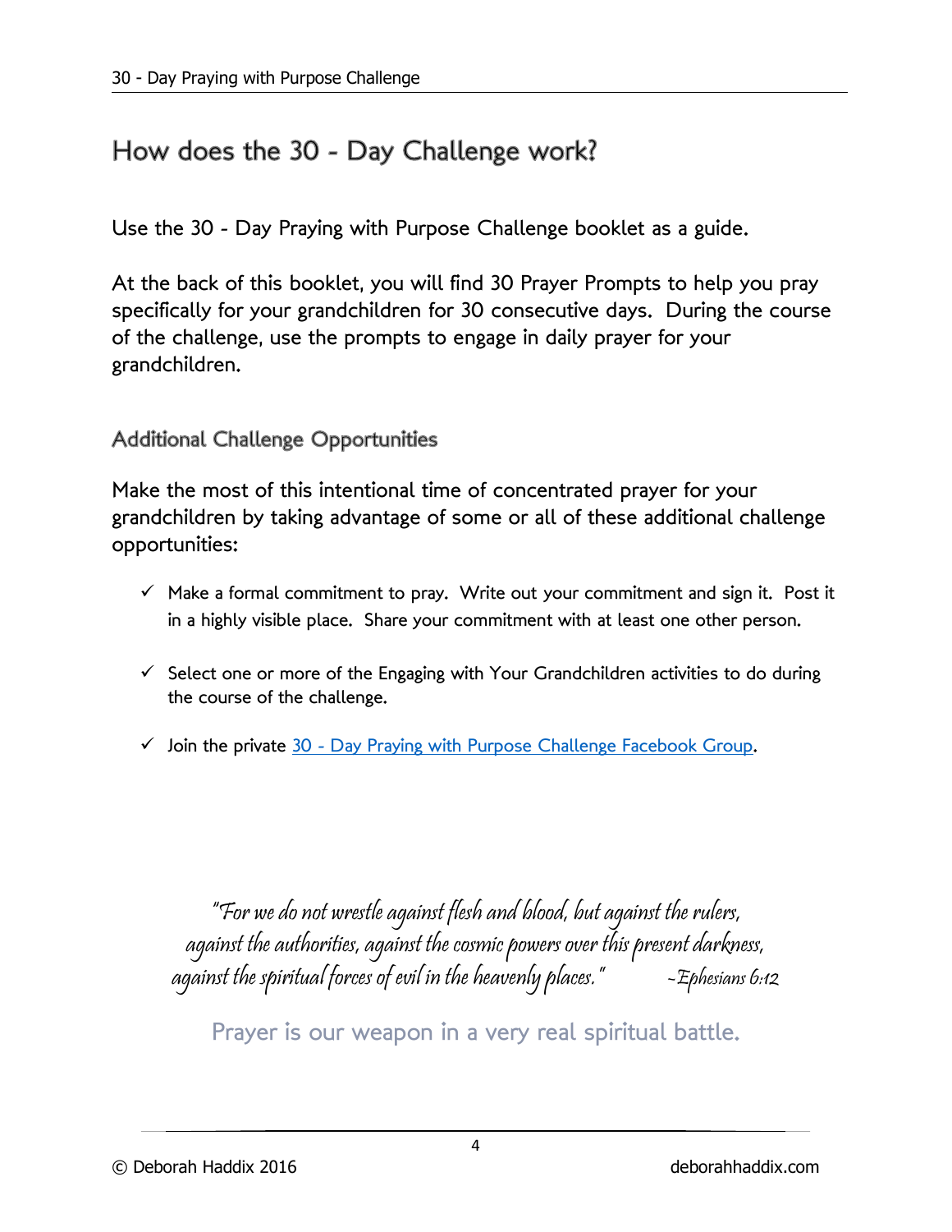## How does the 30 - Day Challenge work?

Use the 30 - Day Praying with Purpose Challenge booklet as a guide.

At the back of this booklet, you will find 30 Prayer Prompts to help you pray specifically for your grandchildren for 30 consecutive days. During the course of the challenge, use the prompts to engage in daily prayer for your grandchildren.

### Additional Challenge Opportunities

Make the most of this intentional time of concentrated prayer for your grandchildren by taking advantage of some or all of these additional challenge opportunities:

- ✓ Make a formal commitment to pray. Write out your commitment and sign it. Post it in a highly visible place. Share your commitment with at least one other person.
- ✓ Select one or more of the Engaging with Your Grandchildren activities to do during the course of the challenge.
- ✓ Join the private 30 - Day Praying with Purpose Challenge Facebook Group.

*"For we do not wrestle against flesh and blood, but against the rulers, against the authorities, against the cosmic powers over this present darkness, against the spiritual forces of evil in the heavenly places."* *~Ephesians 6:12*

Prayer is our weapon in a very real spiritual battle.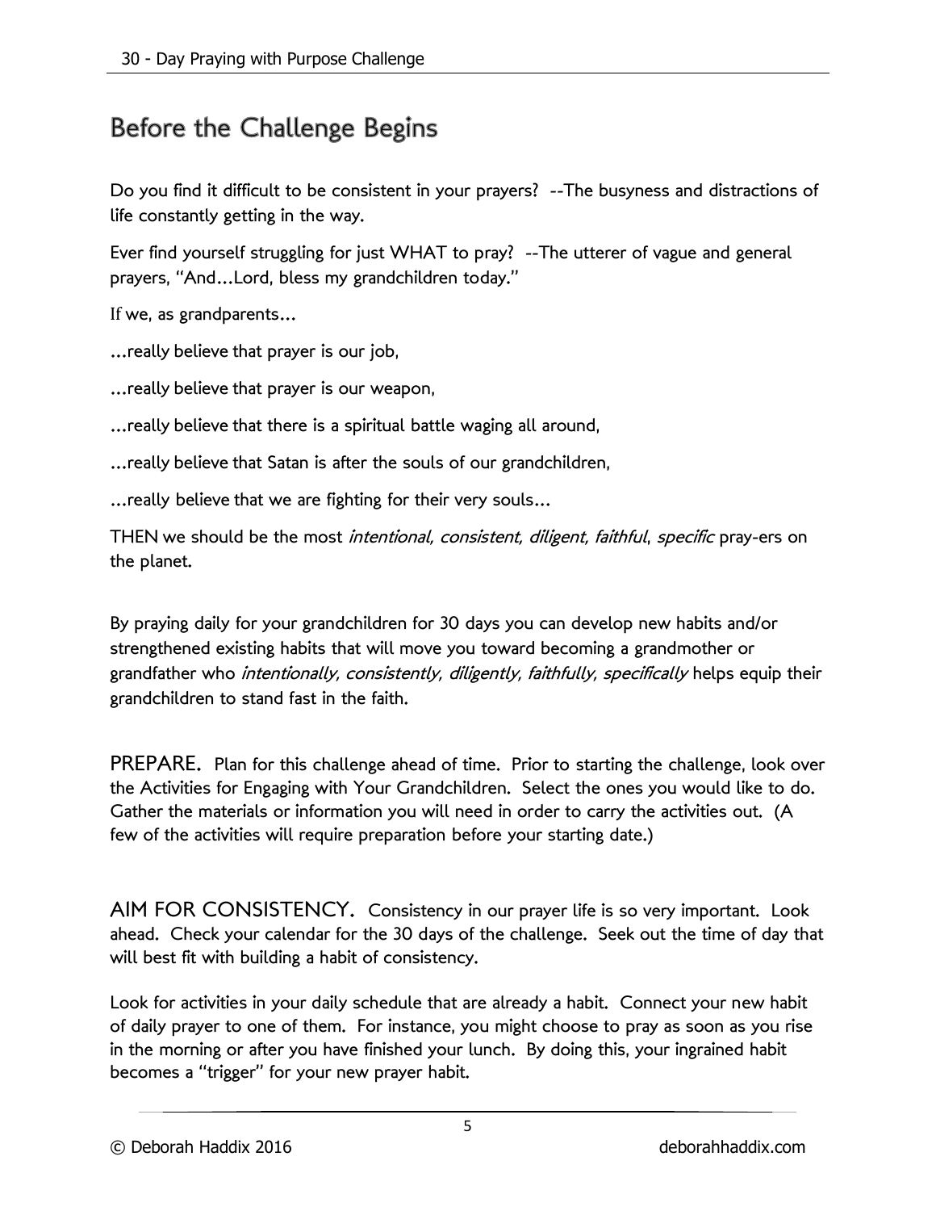# Before the Challenge Begins

Do you find it difficult to be consistent in your prayers? --The busyness and distractions of life constantly getting in the way.

Ever find yourself struggling for just WHAT to pray? --The utterer of vague and general prayers, "And…Lord, bless my grandchildren today."

If we, as grandparents…

…really believe that prayer is our job,

…really believe that prayer is our weapon,

…really believe that there is a spiritual battle waging all around,

…really believe that Satan is after the souls of our grandchildren,

…really believe that we are fighting for their very souls…

THEN we should be the most *intentional, consistent, diligent, faithful, specific* pray-ers on the planet.

By praying daily for your grandchildren for 30 days you can develop new habits and/or strengthened existing habits that will move you toward becoming a grandmother or grandfather who *intentionally, consistently, diligently, faithfully, specifically* helps equip their grandchildren to stand fast in the faith.

PREPARE. Plan for this challenge ahead of time. Prior to starting the challenge, look over the Activities for Engaging with Your Grandchildren. Select the ones you would like to do. Gather the materials or information you will need in order to carry the activities out. (A few of the activities will require preparation before your starting date.)

AIM FOR CONSISTENCY. Consistency in our prayer life is so very important. Look ahead. Check your calendar for the 30 days of the challenge. Seek out the time of day that will best fit with building a habit of consistency.

Look for activities in your daily schedule that are already a habit. Connect your new habit of daily prayer to one of them. For instance, you might choose to pray as soon as you rise in the morning or after you have finished your lunch. By doing this, your ingrained habit becomes a "trigger" for your new prayer habit.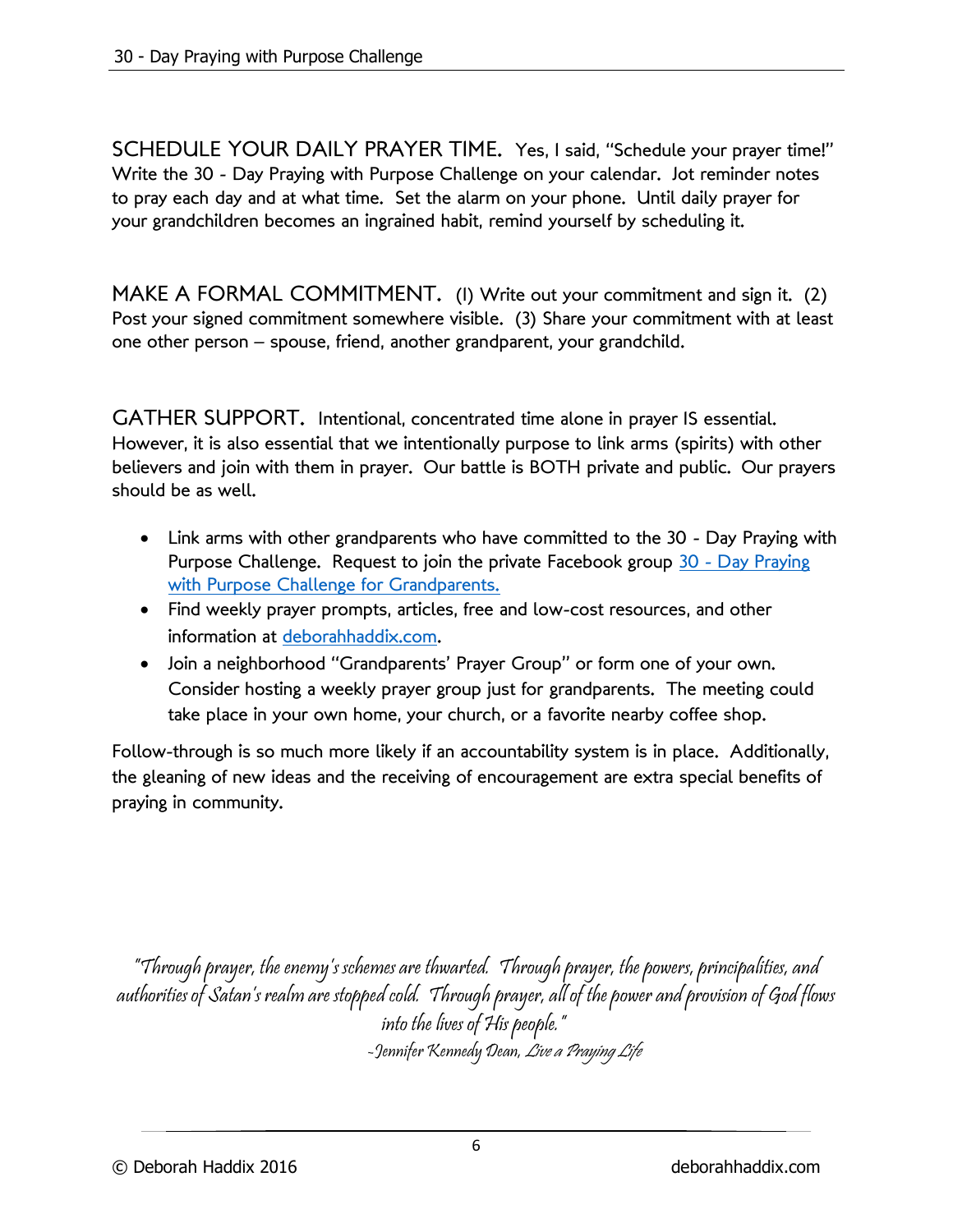**SCHEDULE YOUR DAILY PRAYER TIME.** Yes, I said, "Schedule your prayer time!" Write the 30 - Day Praying with Purpose Challenge on your calendar. Jot reminder notes to pray each day and at what time. Set the alarm on your phone. Until daily prayer for your grandchildren becomes an ingrained habit, remind yourself by scheduling it.

**MAKE A FORMAL COMMITMENT.** (1) Write out your commitment and sign it. (2) Post your signed commitment somewhere visible. (3) Share your commitment with at least one other person – spouse, friend, another grandparent, your grandchild.

**GATHER SUPPORT.** Intentional, concentrated time alone in prayer IS essential. However, it is also essential that we intentionally purpose to link arms (spirits) with other believers and join with them in prayer. Our battle is BOTH private and public. Our prayers should be as well.

- Link arms with other grandparents who have committed to the 30 - Day Praying with Purpose Challenge. Request to join the private Facebook group [30 - Day Praying with Purpose Challenge for Grandparents.]
- Find weekly prayer prompts, articles, free and low-cost resources, and other information at [deborahhaddix.com].
- Join a neighborhood "Grandparents' Prayer Group" or form one of your own. Consider hosting a weekly prayer group just for grandparents. The meeting could take place in your own home, your church, or a favorite nearby coffee shop.

Follow-through is so much more likely if an accountability system is in place. Additionally, the gleaning of new ideas and the receiving of encouragement are extra special benefits of praying in community.

*"Through prayer, the enemy's schemes are thwarted. Through prayer, the powers, principalities, and authorities of Satan's realm are stopped cold. Through prayer, all of the power and provision of God flows into the lives of His people."*
*-Jennifer Kennedy Dean, Live a Praying Life*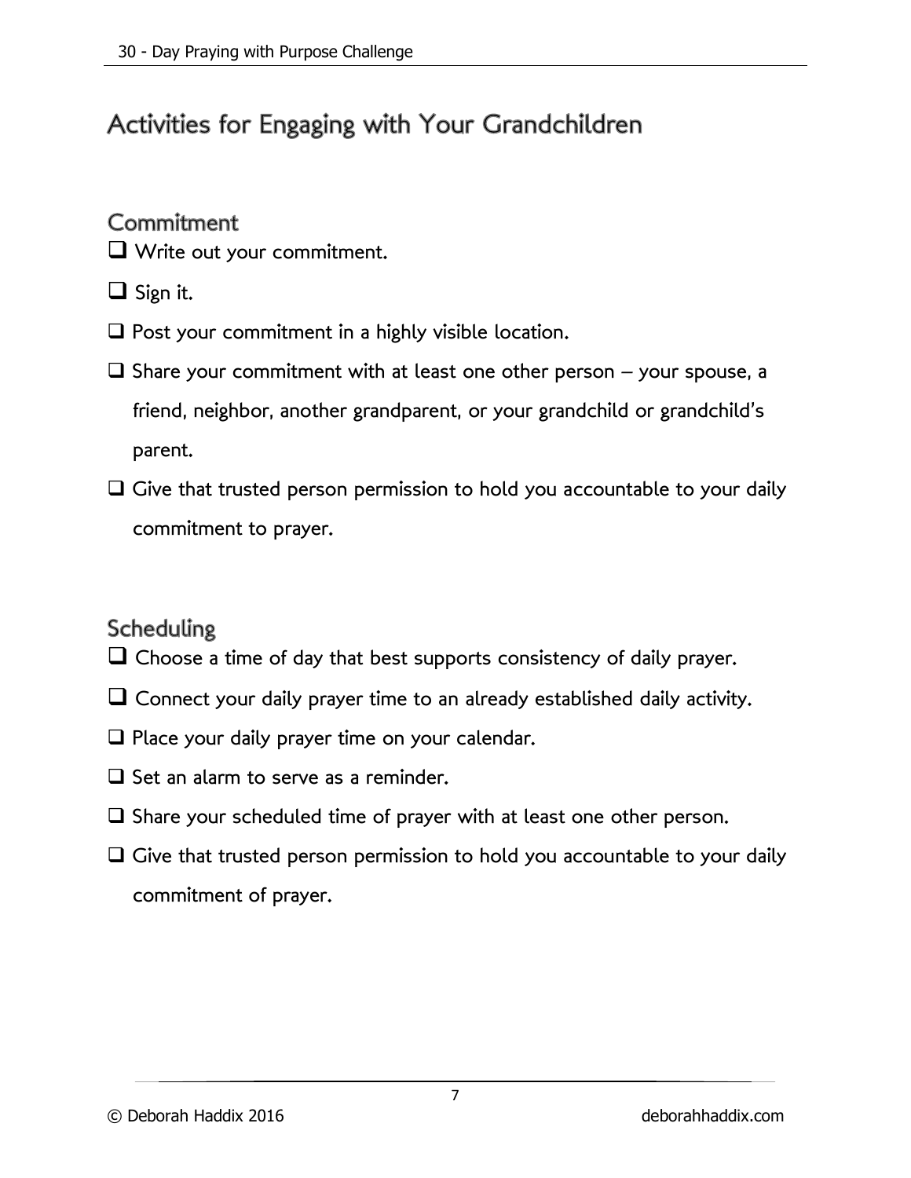## Activities for Engaging with Your Grandchildren

### Commitment

- [ ] Write out your commitment.
- [ ] Sign it.
- [ ] Post your commitment in a highly visible location.
- [ ] Share your commitment with at least one other person – your spouse, a friend, neighbor, another grandparent, or your grandchild or grandchild's parent.
- [ ] Give that trusted person permission to hold you accountable to your daily commitment to prayer.

### Scheduling

- [ ] Choose a time of day that best supports consistency of daily prayer.
- [ ] Connect your daily prayer time to an already established daily activity.
- [ ] Place your daily prayer time on your calendar.
- [ ] Set an alarm to serve as a reminder.
- [ ] Share your scheduled time of prayer with at least one other person.
- [ ] Give that trusted person permission to hold you accountable to your daily commitment of prayer.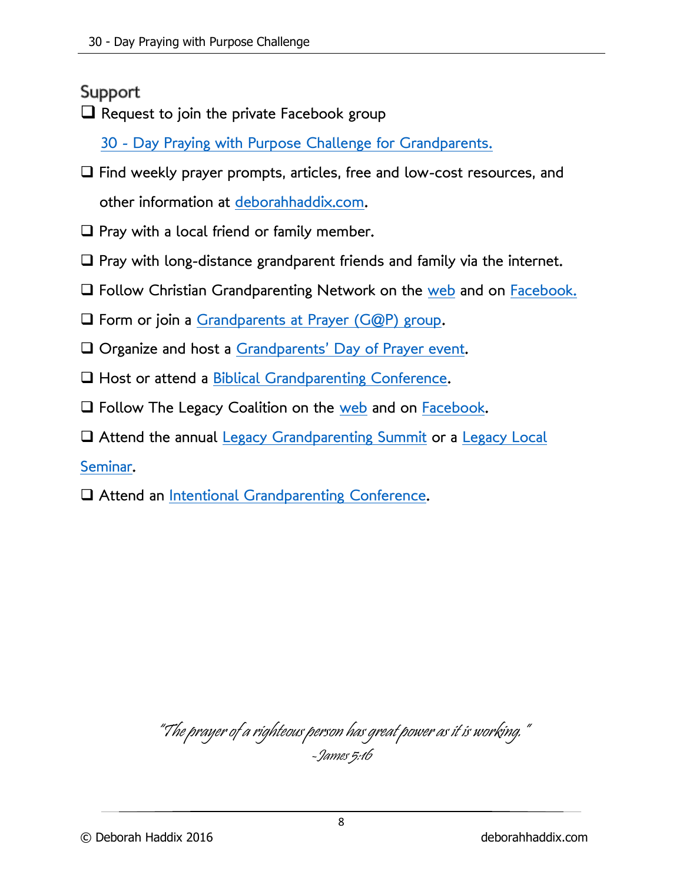## Support

- ❑ Request to join the private Facebook group 30 - Day Praying with Purpose Challenge for Grandparents.
- ❑ Find weekly prayer prompts, articles, free and low-cost resources, and other information at deborahhaddix.com.
- ❑ Pray with a local friend or family member.
- ❑ Pray with long-distance grandparent friends and family via the internet.
- ❑ Follow Christian Grandparenting Network on the web and on Facebook.
- ❑ Form or join a Grandparents at Prayer (G@P) group.
- ❑ Organize and host a Grandparents' Day of Prayer event.
- ❑ Host or attend a Biblical Grandparenting Conference.
- ❑ Follow The Legacy Coalition on the web and on Facebook.
- ❑ Attend the annual Legacy Grandparenting Summit or a Legacy Local Seminar.
- ❑ Attend an Intentional Grandparenting Conference.

*"The prayer of a righteous person has great power as it is working."*
*-James 5:16*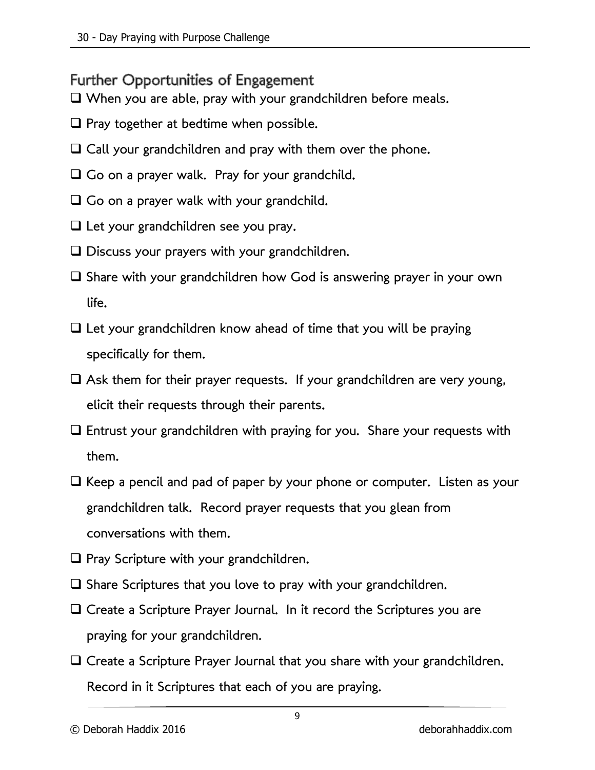## Further Opportunities of Engagement

- [ ] When you are able, pray with your grandchildren before meals.
- [ ] Pray together at bedtime when possible.
- [ ] Call your grandchildren and pray with them over the phone.
- [ ] Go on a prayer walk.  Pray for your grandchild.
- [ ] Go on a prayer walk with your grandchild.
- [ ] Let your grandchildren see you pray.
- [ ] Discuss your prayers with your grandchildren.
- [ ] Share with your grandchildren how God is answering prayer in your own life.
- [ ] Let your grandchildren know ahead of time that you will be praying specifically for them.
- [ ] Ask them for their prayer requests.  If your grandchildren are very young, elicit their requests through their parents.
- [ ] Entrust your grandchildren with praying for you.  Share your requests with them.
- [ ] Keep a pencil and pad of paper by your phone or computer.  Listen as your grandchildren talk.  Record prayer requests that you glean from conversations with them.
- [ ] Pray Scripture with your grandchildren.
- [ ] Share Scriptures that you love to pray with your grandchildren.
- [ ] Create a Scripture Prayer Journal.  In it record the Scriptures you are praying for your grandchildren.
- [ ] Create a Scripture Prayer Journal that you share with your grandchildren. Record in it Scriptures that each of you are praying.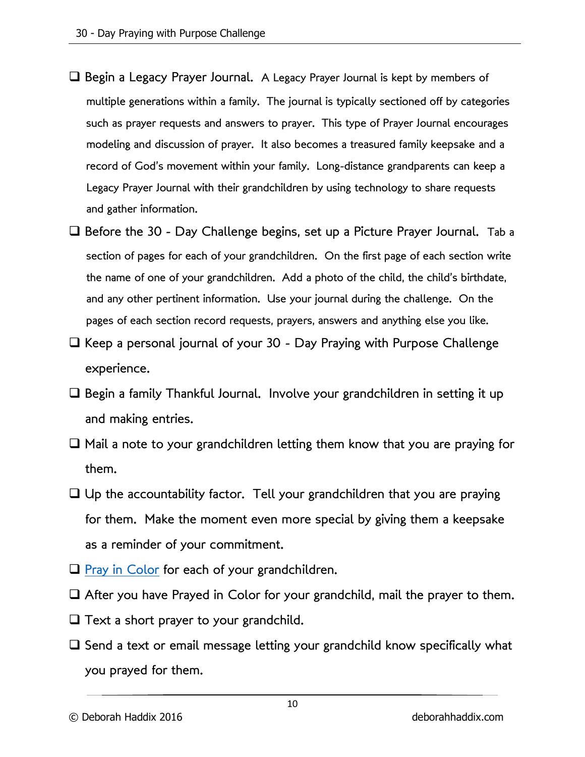- ❑ Begin a Legacy Prayer Journal. A Legacy Prayer Journal is kept by members of multiple generations within a family. The journal is typically sectioned off by categories such as prayer requests and answers to prayer. This type of Prayer Journal encourages modeling and discussion of prayer. It also becomes a treasured family keepsake and a record of God's movement within your family. Long-distance grandparents can keep a Legacy Prayer Journal with their grandchildren by using technology to share requests and gather information.
- ❑ Before the 30 - Day Challenge begins, set up a Picture Prayer Journal. Tab a section of pages for each of your grandchildren. On the first page of each section write the name of one of your grandchildren. Add a photo of the child, the child's birthdate, and any other pertinent information. Use your journal during the challenge. On the pages of each section record requests, prayers, answers and anything else you like.
- ❑ Keep a personal journal of your 30 - Day Praying with Purpose Challenge experience.
- ❑ Begin a family Thankful Journal. Involve your grandchildren in setting it up and making entries.
- ❑ Mail a note to your grandchildren letting them know that you are praying for them.
- ❑ Up the accountability factor. Tell your grandchildren that you are praying for them. Make the moment even more special by giving them a keepsake as a reminder of your commitment.
- ❑ Pray in Color for each of your grandchildren.
- ❑ After you have Prayed in Color for your grandchild, mail the prayer to them.
- ❑ Text a short prayer to your grandchild.
- ❑ Send a text or email message letting your grandchild know specifically what you prayed for them.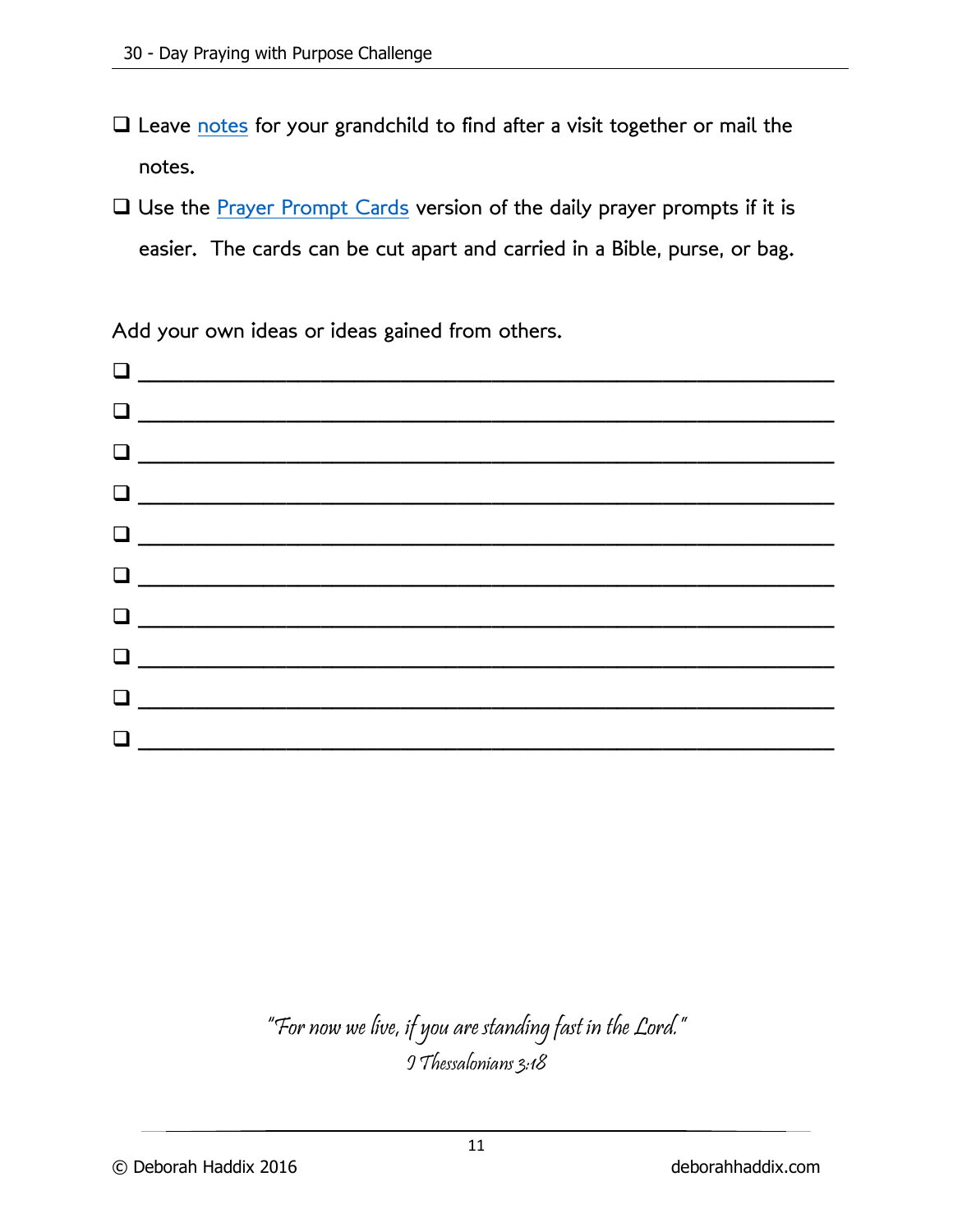- [ ] Leave notes for your grandchild to find after a visit together or mail the notes.
- [ ] Use the Prayer Prompt Cards version of the daily prayer prompts if it is easier. The cards can be cut apart and carried in a Bible, purse, or bag.

Add your own ideas or ideas gained from others.

- [ ] ______________________________________________________________
- [ ] ______________________________________________________________
- [ ] ______________________________________________________________
- [ ] ______________________________________________________________
- [ ] ______________________________________________________________
- [ ] ______________________________________________________________
- [ ] ______________________________________________________________
- [ ] ______________________________________________________________
- [ ] ______________________________________________________________
- [ ] ______________________________________________________________

*"For now we live, if you are standing fast in the Lord."*
*I Thessalonians 3:8*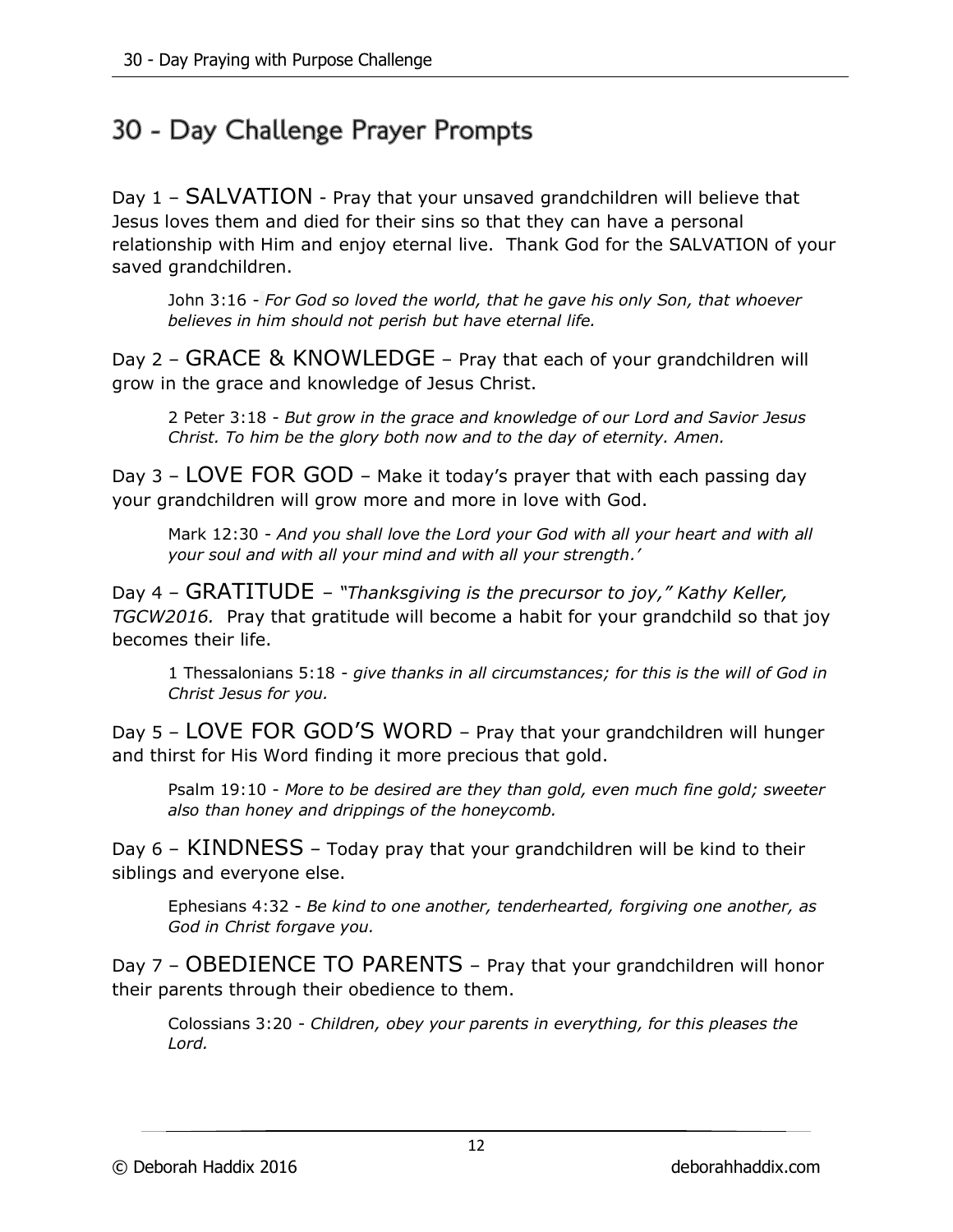# 30 - Day Challenge Prayer Prompts

Day 1 – SALVATION - Pray that your unsaved grandchildren will believe that Jesus loves them and died for their sins so that they can have a personal relationship with Him and enjoy eternal live. Thank God for the SALVATION of your saved grandchildren.

> John 3:16 - *For God so loved the world, that he gave his only Son, that whoever believes in him should not perish but have eternal life.*

Day 2 – GRACE & KNOWLEDGE – Pray that each of your grandchildren will grow in the grace and knowledge of Jesus Christ.

> 2 Peter 3:18 - *But grow in the grace and knowledge of our Lord and Savior Jesus Christ. To him be the glory both now and to the day of eternity. Amen.*

Day 3 – LOVE FOR GOD – Make it today's prayer that with each passing day your grandchildren will grow more and more in love with God.

> Mark 12:30 - *And you shall love the Lord your God with all your heart and with all your soul and with all your mind and with all your strength.'*

Day 4 – GRATITUDE – *"Thanksgiving is the precursor to joy," Kathy Keller, TGCW2016.* Pray that gratitude will become a habit for your grandchild so that joy becomes their life.

> 1 Thessalonians 5:18 - *give thanks in all circumstances; for this is the will of God in Christ Jesus for you.*

Day 5 – LOVE FOR GOD'S WORD – Pray that your grandchildren will hunger and thirst for His Word finding it more precious that gold.

> Psalm 19:10 - *More to be desired are they than gold, even much fine gold; sweeter also than honey and drippings of the honeycomb.*

Day 6 – KINDNESS – Today pray that your grandchildren will be kind to their siblings and everyone else.

> Ephesians 4:32 - *Be kind to one another, tenderhearted, forgiving one another, as God in Christ forgave you.*

Day 7 – OBEDIENCE TO PARENTS – Pray that your grandchildren will honor their parents through their obedience to them.

> Colossians 3:20 - *Children, obey your parents in everything, for this pleases the Lord.*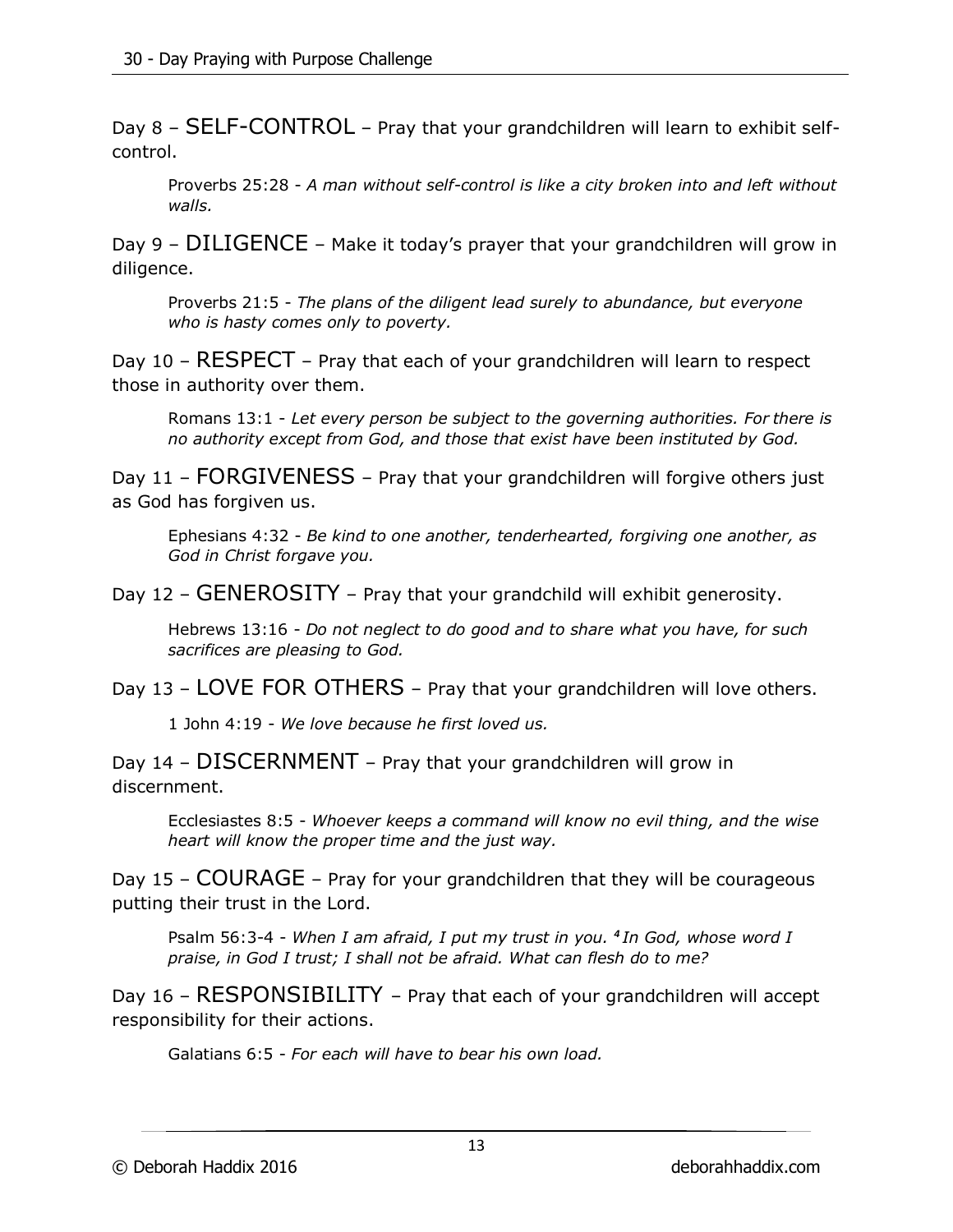Day 8 – SELF-CONTROL – Pray that your grandchildren will learn to exhibit self-control.

> Proverbs 25:28 - *A man without self-control is like a city broken into and left without walls.*

Day 9 – DILIGENCE – Make it today's prayer that your grandchildren will grow in diligence.

> Proverbs 21:5 - *The plans of the diligent lead surely to abundance, but everyone who is hasty comes only to poverty.*

Day 10 – RESPECT – Pray that each of your grandchildren will learn to respect those in authority over them.

> Romans 13:1 - *Let every person be subject to the governing authorities. For there is no authority except from God, and those that exist have been instituted by God.*

Day 11 – FORGIVENESS – Pray that your grandchildren will forgive others just as God has forgiven us.

> Ephesians 4:32 - *Be kind to one another, tenderhearted, forgiving one another, as God in Christ forgave you.*

Day 12 – GENEROSITY – Pray that your grandchild will exhibit generosity.

> Hebrews 13:16 - *Do not neglect to do good and to share what you have, for such sacrifices are pleasing to God.*

Day 13 – LOVE FOR OTHERS – Pray that your grandchildren will love others.

> 1 John 4:19 - *We love because he first loved us.*

Day 14 – DISCERNMENT – Pray that your grandchildren will grow in discernment.

> Ecclesiastes 8:5 - *Whoever keeps a command will know no evil thing, and the wise heart will know the proper time and the just way.*

Day 15 – COURAGE – Pray for your grandchildren that they will be courageous putting their trust in the Lord.

> Psalm 56:3-4 - *When I am afraid, I put my trust in you. [4] In God, whose word I praise, in God I trust; I shall not be afraid. What can flesh do to me?*

Day 16 – RESPONSIBILITY – Pray that each of your grandchildren will accept responsibility for their actions.

> Galatians 6:5 - *For each will have to bear his own load.*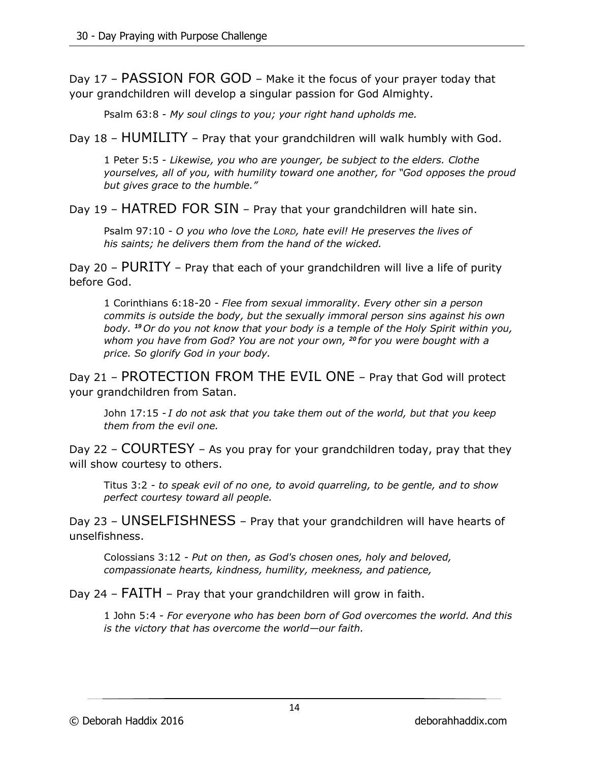Day 17 – PASSION FOR GOD – Make it the focus of your prayer today that your grandchildren will develop a singular passion for God Almighty.

> Psalm 63:8 - *My soul clings to you; your right hand upholds me.*

Day 18 – HUMILITY – Pray that your grandchildren will walk humbly with God.

> 1 Peter 5:5 - *Likewise, you who are younger, be subject to the elders. Clothe yourselves, all of you, with humility toward one another, for "God opposes the proud but gives grace to the humble."*

Day 19 – HATRED FOR SIN – Pray that your grandchildren will hate sin.

> Psalm 97:10 - *O you who love the LORD, hate evil! He preserves the lives of his saints; he delivers them from the hand of the wicked.*

Day 20 – PURITY – Pray that each of your grandchildren will live a life of purity before God.

> 1 Corinthians 6:18-20 - *Flee from sexual immorality. Every other sin a person commits is outside the body, but the sexually immoral person sins against his own body.* **[19]** *Or do you not know that your body is a temple of the Holy Spirit within you, whom you have from God? You are not your own,* **[20]** *for you were bought with a price. So glorify God in your body.*

Day 21 – PROTECTION FROM THE EVIL ONE – Pray that God will protect your grandchildren from Satan.

> John 17:15 - *I do not ask that you take them out of the world, but that you keep them from the evil one.*

Day 22 – COURTESY – As you pray for your grandchildren today, pray that they will show courtesy to others.

> Titus 3:2 - *to speak evil of no one, to avoid quarreling, to be gentle, and to show perfect courtesy toward all people.*

Day 23 – UNSELFISHNESS – Pray that your grandchildren will have hearts of unselfishness.

> Colossians 3:12 - *Put on then, as God's chosen ones, holy and beloved, compassionate hearts, kindness, humility, meekness, and patience,*

Day 24 – FAITH – Pray that your grandchildren will grow in faith.

> 1 John 5:4 - *For everyone who has been born of God overcomes the world. And this is the victory that has overcome the world—our faith.*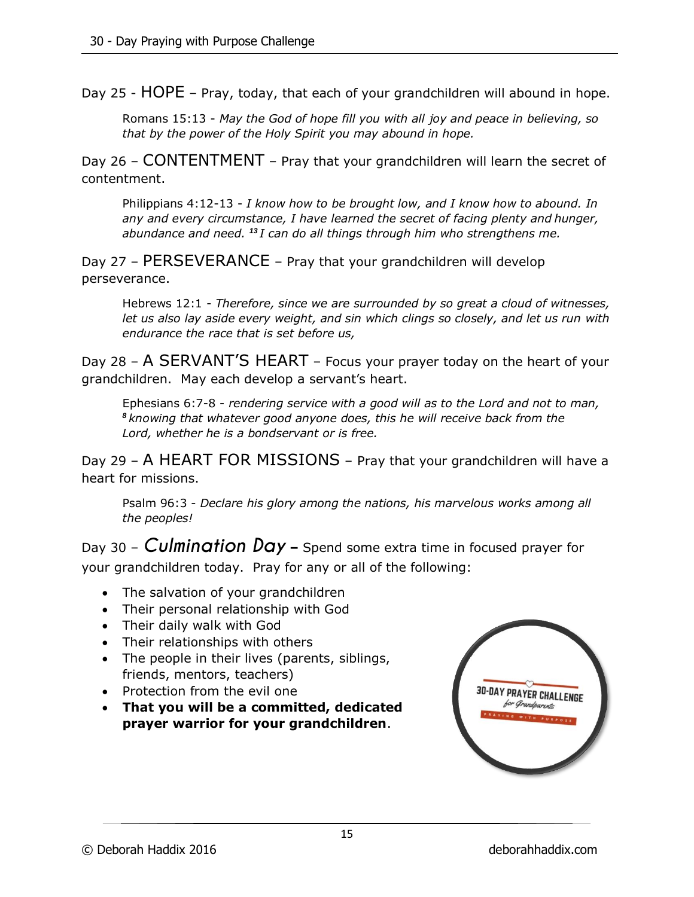Day 25 - HOPE – Pray, today, that each of your grandchildren will abound in hope.

> Romans 15:13 - *May the God of hope fill you with all joy and peace in believing, so that by the power of the Holy Spirit you may abound in hope.*

Day 26 – CONTENTMENT – Pray that your grandchildren will learn the secret of contentment.

> Philippians 4:12-13 - *I know how to be brought low, and I know how to abound. In any and every circumstance, I have learned the secret of facing plenty and hunger, abundance and need.* ***13*** *I can do all things through him who strengthens me.*

Day 27 – PERSEVERANCE – Pray that your grandchildren will develop perseverance.

> Hebrews 12:1 - *Therefore, since we are surrounded by so great a cloud of witnesses, let us also lay aside every weight, and sin which clings so closely, and let us run with endurance the race that is set before us,*

Day 28 – A SERVANT'S HEART – Focus your prayer today on the heart of your grandchildren. May each develop a servant's heart.

> Ephesians 6:7-8 - *rendering service with a good will as to the Lord and not to man,* ***8*** *knowing that whatever good anyone does, this he will receive back from the Lord, whether he is a bondservant or is free.*

Day 29 – A HEART FOR MISSIONS – Pray that your grandchildren will have a heart for missions.

> Psalm 96:3 - *Declare his glory among the nations, his marvelous works among all the peoples!*

Day 30 – ***Culmination Day*** **–** Spend some extra time in focused prayer for your grandchildren today. Pray for any or all of the following:

- The salvation of your grandchildren
- Their personal relationship with God
- Their daily walk with God
- Their relationships with others
- The people in their lives (parents, siblings, friends, mentors, teachers)
- Protection from the evil one
- **That you will be a committed, dedicated prayer warrior for your grandchildren**.

30-DAY PRAYER CHALLENGE
*for Grandparents*
PRAYING WITH PURPOSE

© Deborah Haddix 2016

deborahhaddix.com